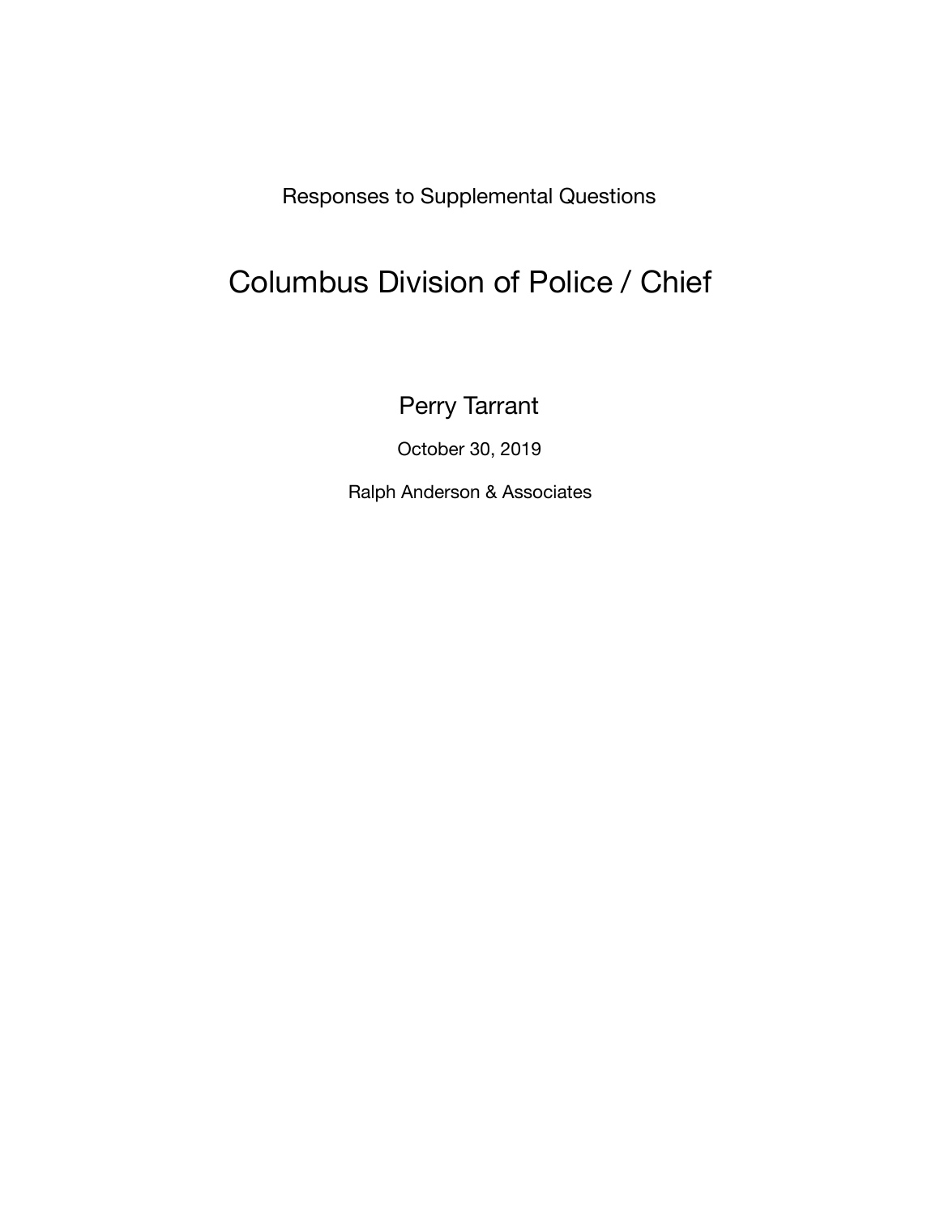Responses to Supplemental Questions

# Columbus Division of Police / Chief

## Perry Tarrant

October 30, 2019

Ralph Anderson & Associates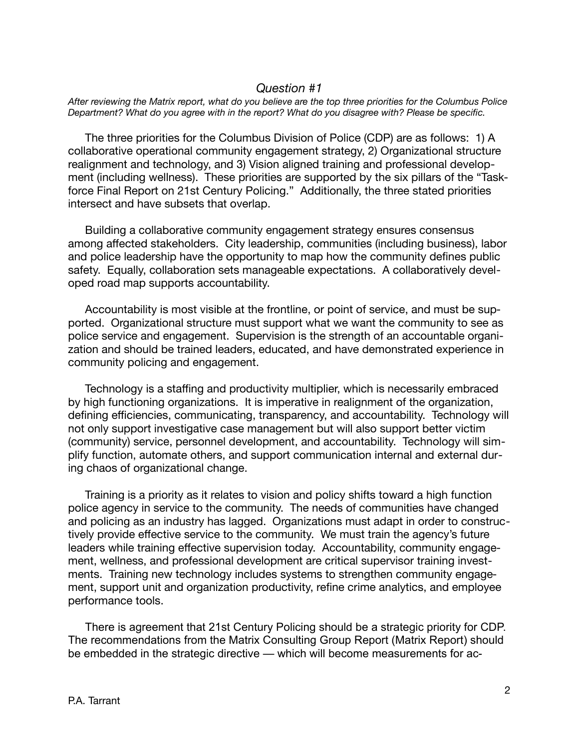# *Question #1*

*After reviewing the Matrix report, what do you believe are the top three priorities for the Columbus Police Department? What do you agree with in the report? What do you disagree with? Please be specific.*

The three priorities for the Columbus Division of Police (CDP) are as follows: 1) A collaborative operational community engagement strategy, 2) Organizational structure realignment and technology, and 3) Vision aligned training and professional development (including wellness). These priorities are supported by the six pillars of the "Taskforce Final Report on 21st Century Policing." Additionally, the three stated priorities intersect and have subsets that overlap.

Building a collaborative community engagement strategy ensures consensus among affected stakeholders. City leadership, communities (including business), labor and police leadership have the opportunity to map how the community defines public safety. Equally, collaboration sets manageable expectations. A collaboratively developed road map supports accountability.

Accountability is most visible at the frontline, or point of service, and must be supported. Organizational structure must support what we want the community to see as police service and engagement. Supervision is the strength of an accountable organization and should be trained leaders, educated, and have demonstrated experience in community policing and engagement.

Technology is a staffing and productivity multiplier, which is necessarily embraced by high functioning organizations. It is imperative in realignment of the organization, defining efficiencies, communicating, transparency, and accountability. Technology will not only support investigative case management but will also support better victim (community) service, personnel development, and accountability. Technology will simplify function, automate others, and support communication internal and external during chaos of organizational change.

Training is a priority as it relates to vision and policy shifts toward a high function police agency in service to the community. The needs of communities have changed and policing as an industry has lagged. Organizations must adapt in order to constructively provide effective service to the community. We must train the agency's future leaders while training effective supervision today. Accountability, community engagement, wellness, and professional development are critical supervisor training investments. Training new technology includes systems to strengthen community engagement, support unit and organization productivity, refine crime analytics, and employee performance tools.

There is agreement that 21st Century Policing should be a strategic priority for CDP. The recommendations from the Matrix Consulting Group Report (Matrix Report) should be embedded in the strategic directive — which will become measurements for ac-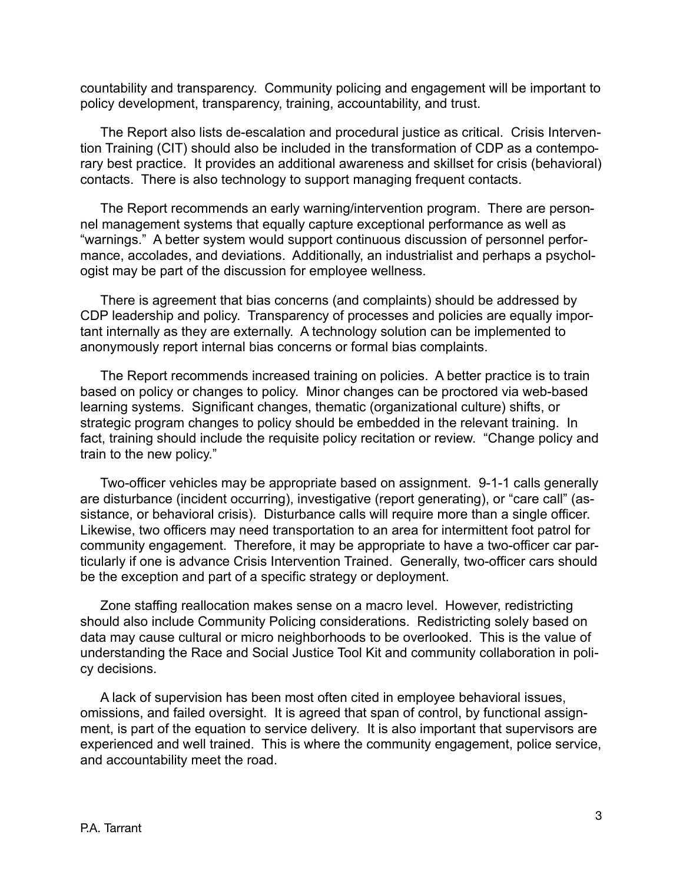countability and transparency. Community policing and engagement will be important to policy development, transparency, training, accountability, and trust.

The Report also lists de-escalation and procedural justice as critical. Crisis Intervention Training (CIT) should also be included in the transformation of CDP as a contemporary best practice. It provides an additional awareness and skillset for crisis (behavioral) contacts. There is also technology to support managing frequent contacts.

The Report recommends an early warning/intervention program. There are personnel management systems that equally capture exceptional performance as well as "warnings." A better system would support continuous discussion of personnel performance, accolades, and deviations. Additionally, an industrialist and perhaps a psychologist may be part of the discussion for employee wellness.

There is agreement that bias concerns (and complaints) should be addressed by CDP leadership and policy. Transparency of processes and policies are equally important internally as they are externally. A technology solution can be implemented to anonymously report internal bias concerns or formal bias complaints.

The Report recommends increased training on policies. A better practice is to train based on policy or changes to policy. Minor changes can be proctored via web-based learning systems. Significant changes, thematic (organizational culture) shifts, or strategic program changes to policy should be embedded in the relevant training. In fact, training should include the requisite policy recitation or review. "Change policy and train to the new policy."

Two-officer vehicles may be appropriate based on assignment. 9-1-1 calls generally are disturbance (incident occurring), investigative (report generating), or "care call" (assistance, or behavioral crisis). Disturbance calls will require more than a single officer. Likewise, two officers may need transportation to an area for intermittent foot patrol for community engagement. Therefore, it may be appropriate to have a two-officer car particularly if one is advance Crisis Intervention Trained. Generally, two-officer cars should be the exception and part of a specific strategy or deployment.

Zone staffing reallocation makes sense on a macro level. However, redistricting should also include Community Policing considerations. Redistricting solely based on data may cause cultural or micro neighborhoods to be overlooked. This is the value of understanding the Race and Social Justice Tool Kit and community collaboration in policy decisions.

A lack of supervision has been most often cited in employee behavioral issues, omissions, and failed oversight. It is agreed that span of control, by functional assignment, is part of the equation to service delivery. It is also important that supervisors are experienced and well trained. This is where the community engagement, police service, and accountability meet the road.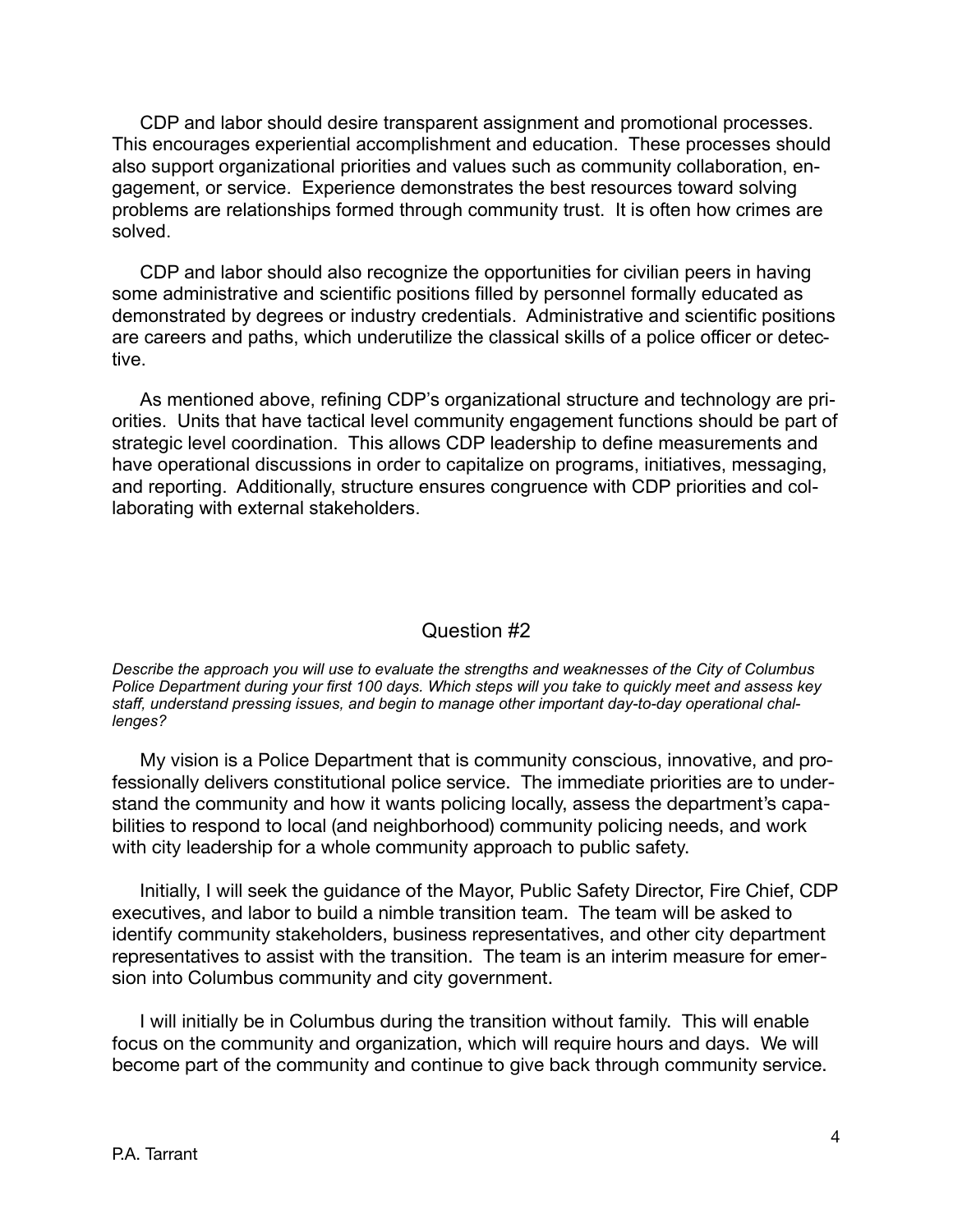CDP and labor should desire transparent assignment and promotional processes. This encourages experiential accomplishment and education. These processes should also support organizational priorities and values such as community collaboration, engagement, or service. Experience demonstrates the best resources toward solving problems are relationships formed through community trust. It is often how crimes are solved.

CDP and labor should also recognize the opportunities for civilian peers in having some administrative and scientific positions filled by personnel formally educated as demonstrated by degrees or industry credentials. Administrative and scientific positions are careers and paths, which underutilize the classical skills of a police officer or detective.

As mentioned above, refining CDP's organizational structure and technology are priorities. Units that have tactical level community engagement functions should be part of strategic level coordination. This allows CDP leadership to define measurements and have operational discussions in order to capitalize on programs, initiatives, messaging, and reporting. Additionally, structure ensures congruence with CDP priorities and collaborating with external stakeholders.

## Question #2

*Describe the approach you will use to evaluate the strengths and weaknesses of the City of Columbus Police Department during your first 100 days. Which steps will you take to quickly meet and assess key staff, understand pressing issues, and begin to manage other important day-to-day operational challenges?*

My vision is a Police Department that is community conscious, innovative, and professionally delivers constitutional police service. The immediate priorities are to understand the community and how it wants policing locally, assess the department's capabilities to respond to local (and neighborhood) community policing needs, and work with city leadership for a whole community approach to public safety.

Initially, I will seek the guidance of the Mayor, Public Safety Director, Fire Chief, CDP executives, and labor to build a nimble transition team. The team will be asked to identify community stakeholders, business representatives, and other city department representatives to assist with the transition. The team is an interim measure for emersion into Columbus community and city government.

I will initially be in Columbus during the transition without family. This will enable focus on the community and organization, which will require hours and days. We will become part of the community and continue to give back through community service.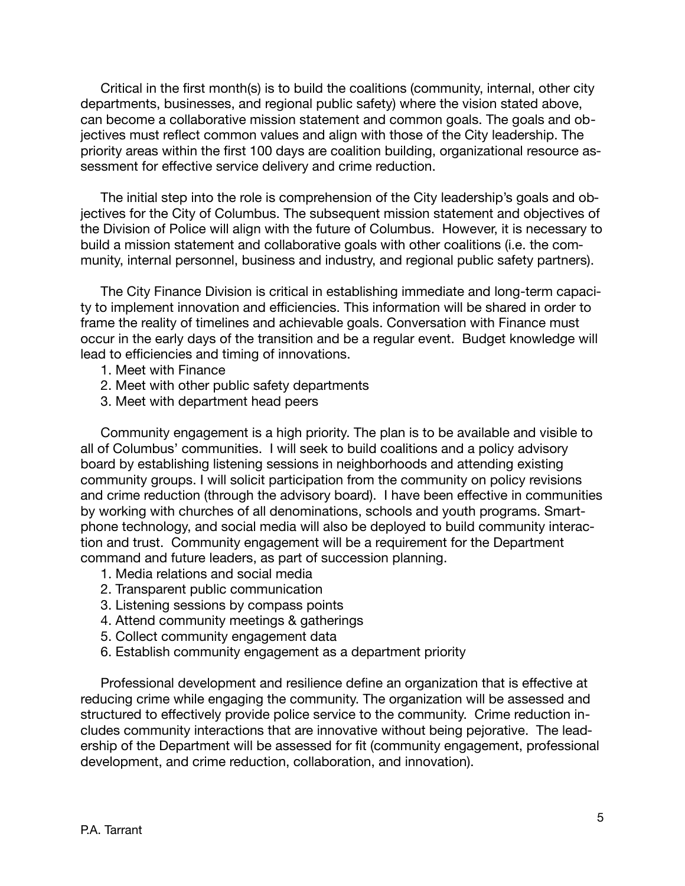Critical in the first month(s) is to build the coalitions (community, internal, other city departments, businesses, and regional public safety) where the vision stated above, can become a collaborative mission statement and common goals. The goals and objectives must reflect common values and align with those of the City leadership. The priority areas within the first 100 days are coalition building, organizational resource assessment for effective service delivery and crime reduction.

The initial step into the role is comprehension of the City leadership's goals and objectives for the City of Columbus. The subsequent mission statement and objectives of the Division of Police will align with the future of Columbus. However, it is necessary to build a mission statement and collaborative goals with other coalitions (i.e. the community, internal personnel, business and industry, and regional public safety partners).

The City Finance Division is critical in establishing immediate and long-term capacity to implement innovation and efficiencies. This information will be shared in order to frame the reality of timelines and achievable goals. Conversation with Finance must occur in the early days of the transition and be a regular event. Budget knowledge will lead to efficiencies and timing of innovations.

1. Meet with Finance
2. Meet with other public safety departments
3. Meet with department head peers

Community engagement is a high priority. The plan is to be available and visible to all of Columbus' communities. I will seek to build coalitions and a policy advisory board by establishing listening sessions in neighborhoods and attending existing community groups. I will solicit participation from the community on policy revisions and crime reduction (through the advisory board). I have been effective in communities by working with churches of all denominations, schools and youth programs. Smartphone technology, and social media will also be deployed to build community interaction and trust. Community engagement will be a requirement for the Department command and future leaders, as part of succession planning.

1. Media relations and social media
2. Transparent public communication
3. Listening sessions by compass points
4. Attend community meetings & gatherings
5. Collect community engagement data
6. Establish community engagement as a department priority

Professional development and resilience define an organization that is effective at reducing crime while engaging the community. The organization will be assessed and structured to effectively provide police service to the community. Crime reduction includes community interactions that are innovative without being pejorative. The leadership of the Department will be assessed for fit (community engagement, professional development, and crime reduction, collaboration, and innovation).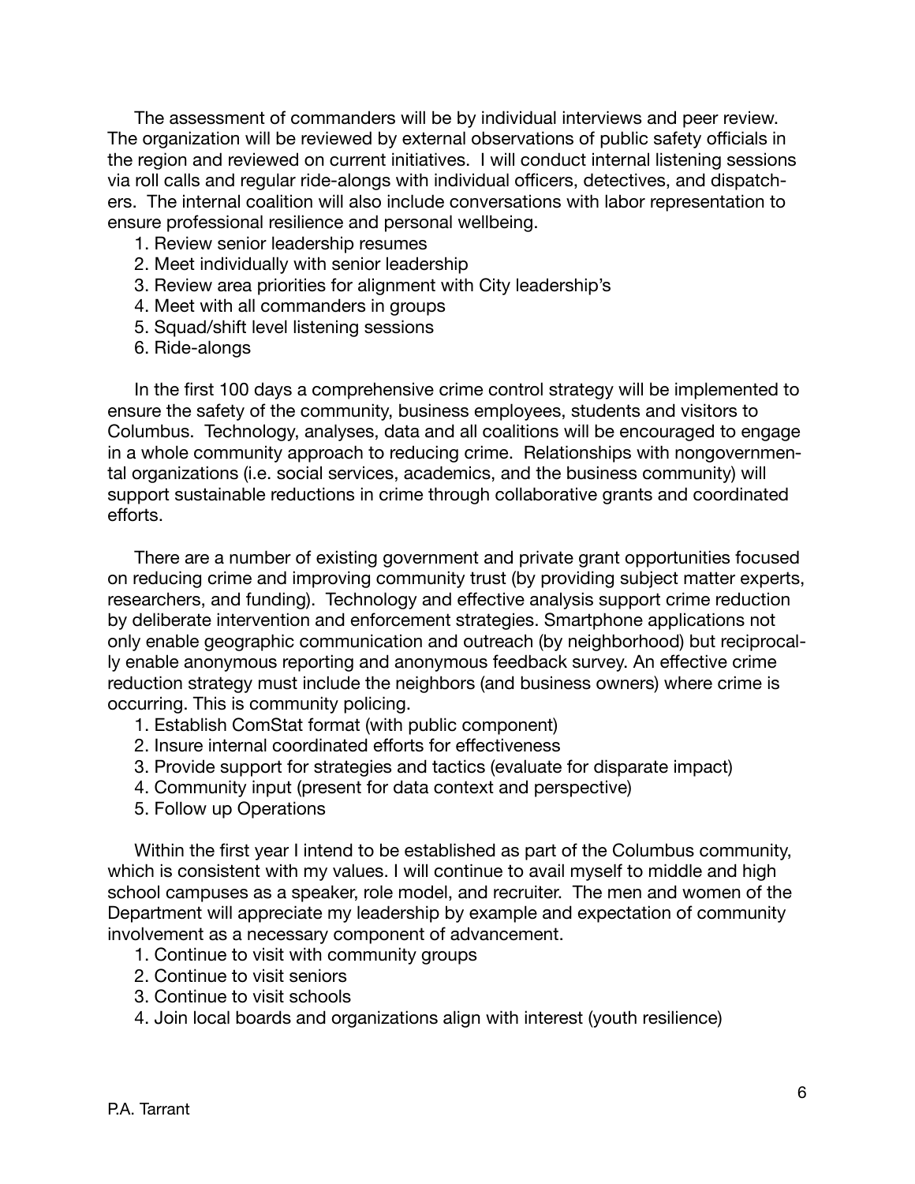The assessment of commanders will be by individual interviews and peer review. The organization will be reviewed by external observations of public safety officials in the region and reviewed on current initiatives. I will conduct internal listening sessions via roll calls and regular ride-alongs with individual officers, detectives, and dispatchers. The internal coalition will also include conversations with labor representation to ensure professional resilience and personal wellbeing.

1. Review senior leadership resumes
2. Meet individually with senior leadership
3. Review area priorities for alignment with City leadership's
4. Meet with all commanders in groups
5. Squad/shift level listening sessions
6. Ride-alongs

In the first 100 days a comprehensive crime control strategy will be implemented to ensure the safety of the community, business employees, students and visitors to Columbus. Technology, analyses, data and all coalitions will be encouraged to engage in a whole community approach to reducing crime. Relationships with nongovernmental organizations (i.e. social services, academics, and the business community) will support sustainable reductions in crime through collaborative grants and coordinated efforts.

There are a number of existing government and private grant opportunities focused on reducing crime and improving community trust (by providing subject matter experts, researchers, and funding). Technology and effective analysis support crime reduction by deliberate intervention and enforcement strategies. Smartphone applications not only enable geographic communication and outreach (by neighborhood) but reciprocally enable anonymous reporting and anonymous feedback survey. An effective crime reduction strategy must include the neighbors (and business owners) where crime is occurring. This is community policing.

1. Establish ComStat format (with public component)
2. Insure internal coordinated efforts for effectiveness
3. Provide support for strategies and tactics (evaluate for disparate impact)
4. Community input (present for data context and perspective)
5. Follow up Operations

Within the first year I intend to be established as part of the Columbus community, which is consistent with my values. I will continue to avail myself to middle and high school campuses as a speaker, role model, and recruiter. The men and women of the Department will appreciate my leadership by example and expectation of community involvement as a necessary component of advancement.

1. Continue to visit with community groups
2. Continue to visit seniors
3. Continue to visit schools
4. Join local boards and organizations align with interest (youth resilience)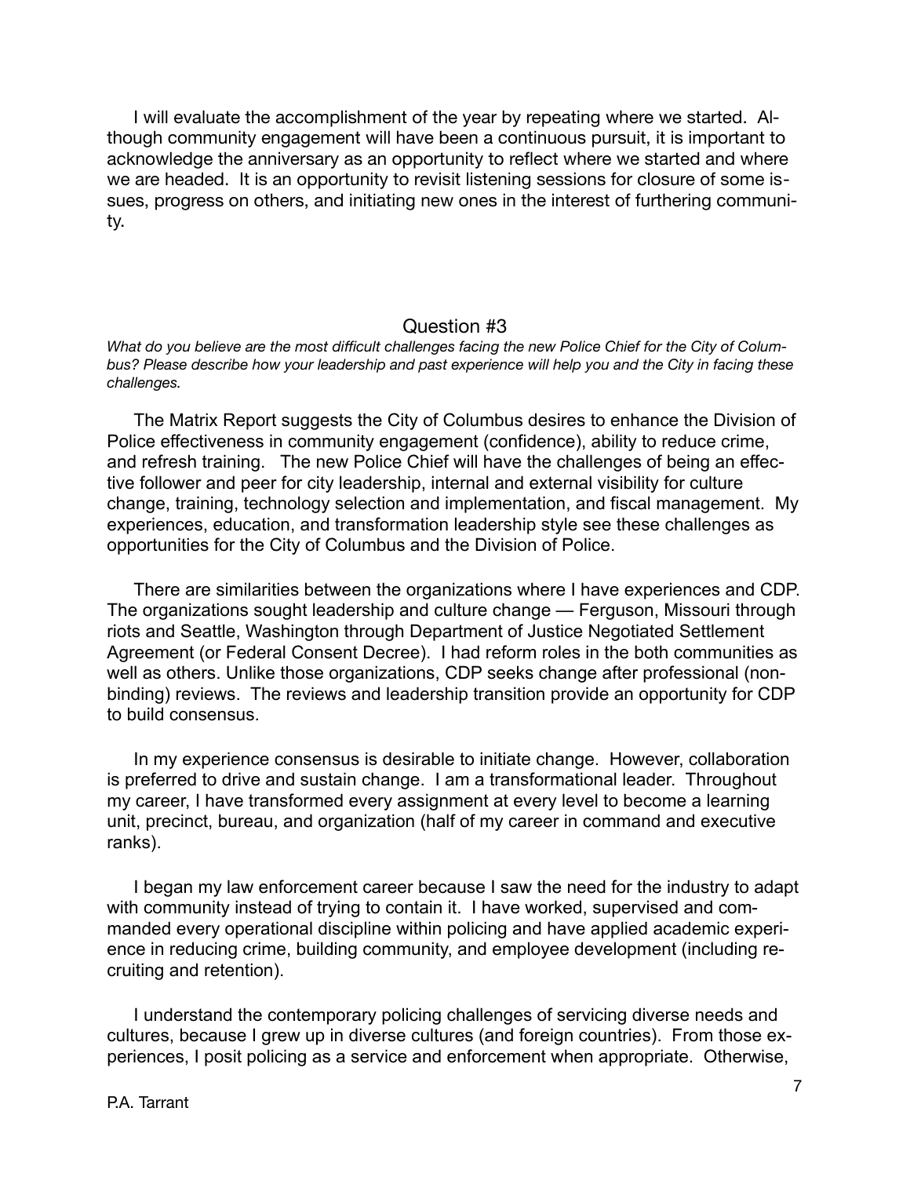I will evaluate the accomplishment of the year by repeating where we started. Although community engagement will have been a continuous pursuit, it is important to acknowledge the anniversary as an opportunity to reflect where we started and where we are headed. It is an opportunity to revisit listening sessions for closure of some issues, progress on others, and initiating new ones in the interest of furthering community.

## Question #3

*What do you believe are the most difficult challenges facing the new Police Chief for the City of Columbus? Please describe how your leadership and past experience will help you and the City in facing these challenges.*

The Matrix Report suggests the City of Columbus desires to enhance the Division of Police effectiveness in community engagement (confidence), ability to reduce crime, and refresh training. The new Police Chief will have the challenges of being an effective follower and peer for city leadership, internal and external visibility for culture change, training, technology selection and implementation, and fiscal management. My experiences, education, and transformation leadership style see these challenges as opportunities for the City of Columbus and the Division of Police.

There are similarities between the organizations where I have experiences and CDP. The organizations sought leadership and culture change — Ferguson, Missouri through riots and Seattle, Washington through Department of Justice Negotiated Settlement Agreement (or Federal Consent Decree). I had reform roles in the both communities as well as others. Unlike those organizations, CDP seeks change after professional (non-binding) reviews. The reviews and leadership transition provide an opportunity for CDP to build consensus.

In my experience consensus is desirable to initiate change. However, collaboration is preferred to drive and sustain change. I am a transformational leader. Throughout my career, I have transformed every assignment at every level to become a learning unit, precinct, bureau, and organization (half of my career in command and executive ranks).

I began my law enforcement career because I saw the need for the industry to adapt with community instead of trying to contain it. I have worked, supervised and commanded every operational discipline within policing and have applied academic experience in reducing crime, building community, and employee development (including recruiting and retention).

I understand the contemporary policing challenges of servicing diverse needs and cultures, because I grew up in diverse cultures (and foreign countries). From those experiences, I posit policing as a service and enforcement when appropriate. Otherwise,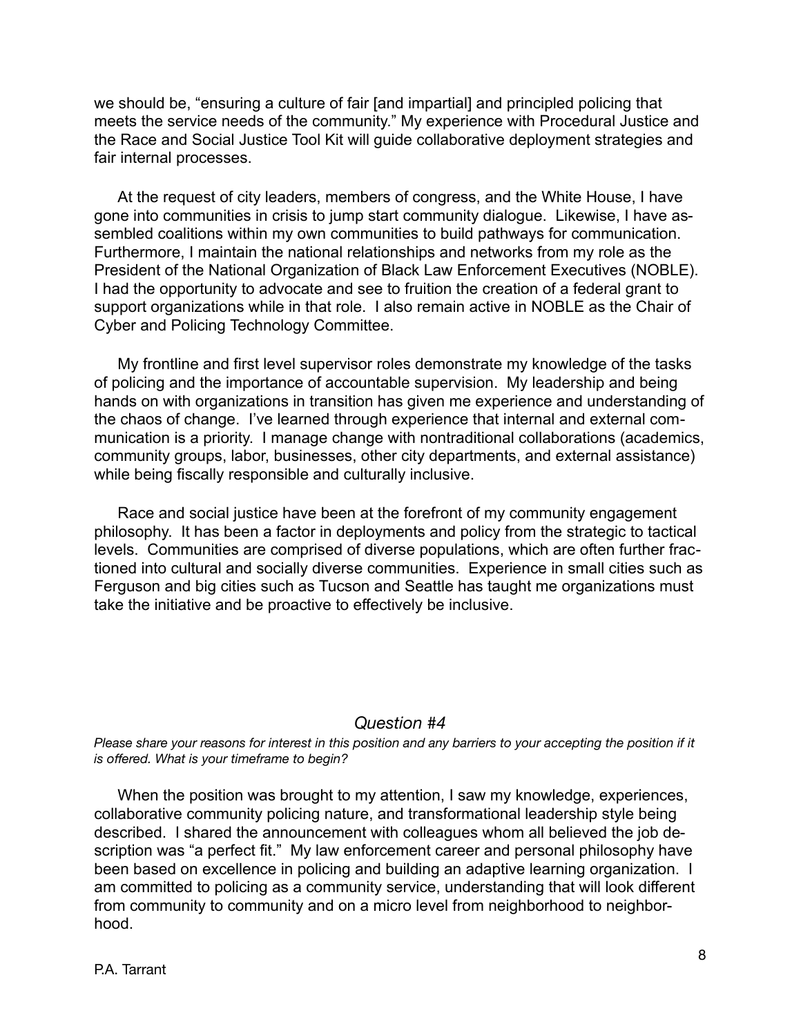we should be, "ensuring a culture of fair [and impartial] and principled policing that meets the service needs of the community." My experience with Procedural Justice and the Race and Social Justice Tool Kit will guide collaborative deployment strategies and fair internal processes.

At the request of city leaders, members of congress, and the White House, I have gone into communities in crisis to jump start community dialogue. Likewise, I have assembled coalitions within my own communities to build pathways for communication. Furthermore, I maintain the national relationships and networks from my role as the President of the National Organization of Black Law Enforcement Executives (NOBLE). I had the opportunity to advocate and see to fruition the creation of a federal grant to support organizations while in that role. I also remain active in NOBLE as the Chair of Cyber and Policing Technology Committee.

My frontline and first level supervisor roles demonstrate my knowledge of the tasks of policing and the importance of accountable supervision. My leadership and being hands on with organizations in transition has given me experience and understanding of the chaos of change. I've learned through experience that internal and external communication is a priority. I manage change with nontraditional collaborations (academics, community groups, labor, businesses, other city departments, and external assistance) while being fiscally responsible and culturally inclusive.

Race and social justice have been at the forefront of my community engagement philosophy. It has been a factor in deployments and policy from the strategic to tactical levels. Communities are comprised of diverse populations, which are often further fractioned into cultural and socially diverse communities. Experience in small cities such as Ferguson and big cities such as Tucson and Seattle has taught me organizations must take the initiative and be proactive to effectively be inclusive.

## *Question #4*

*Please share your reasons for interest in this position and any barriers to your accepting the position if it is offered. What is your timeframe to begin?*

When the position was brought to my attention, I saw my knowledge, experiences, collaborative community policing nature, and transformational leadership style being described. I shared the announcement with colleagues whom all believed the job description was "a perfect fit." My law enforcement career and personal philosophy have been based on excellence in policing and building an adaptive learning organization. I am committed to policing as a community service, understanding that will look different from community to community and on a micro level from neighborhood to neighborhood.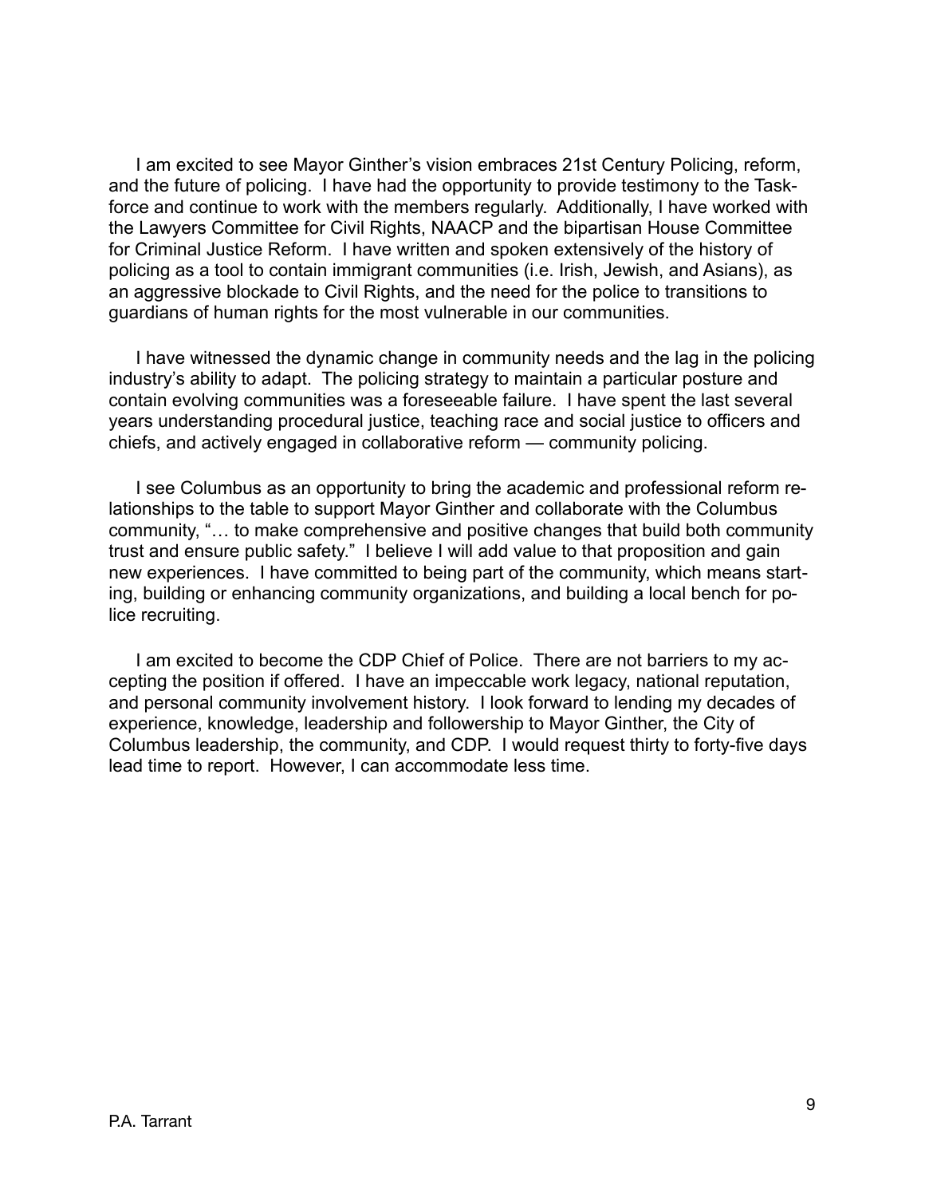I am excited to see Mayor Ginther's vision embraces 21st Century Policing, reform, and the future of policing. I have had the opportunity to provide testimony to the Task-force and continue to work with the members regularly. Additionally, I have worked with the Lawyers Committee for Civil Rights, NAACP and the bipartisan House Committee for Criminal Justice Reform. I have written and spoken extensively of the history of policing as a tool to contain immigrant communities (i.e. Irish, Jewish, and Asians), as an aggressive blockade to Civil Rights, and the need for the police to transitions to guardians of human rights for the most vulnerable in our communities.

I have witnessed the dynamic change in community needs and the lag in the policing industry's ability to adapt. The policing strategy to maintain a particular posture and contain evolving communities was a foreseeable failure. I have spent the last several years understanding procedural justice, teaching race and social justice to officers and chiefs, and actively engaged in collaborative reform — community policing.

I see Columbus as an opportunity to bring the academic and professional reform relationships to the table to support Mayor Ginther and collaborate with the Columbus community, "… to make comprehensive and positive changes that build both community trust and ensure public safety." I believe I will add value to that proposition and gain new experiences. I have committed to being part of the community, which means starting, building or enhancing community organizations, and building a local bench for police recruiting.

I am excited to become the CDP Chief of Police. There are not barriers to my accepting the position if offered. I have an impeccable work legacy, national reputation, and personal community involvement history. I look forward to lending my decades of experience, knowledge, leadership and followership to Mayor Ginther, the City of Columbus leadership, the community, and CDP. I would request thirty to forty-five days lead time to report. However, I can accommodate less time.